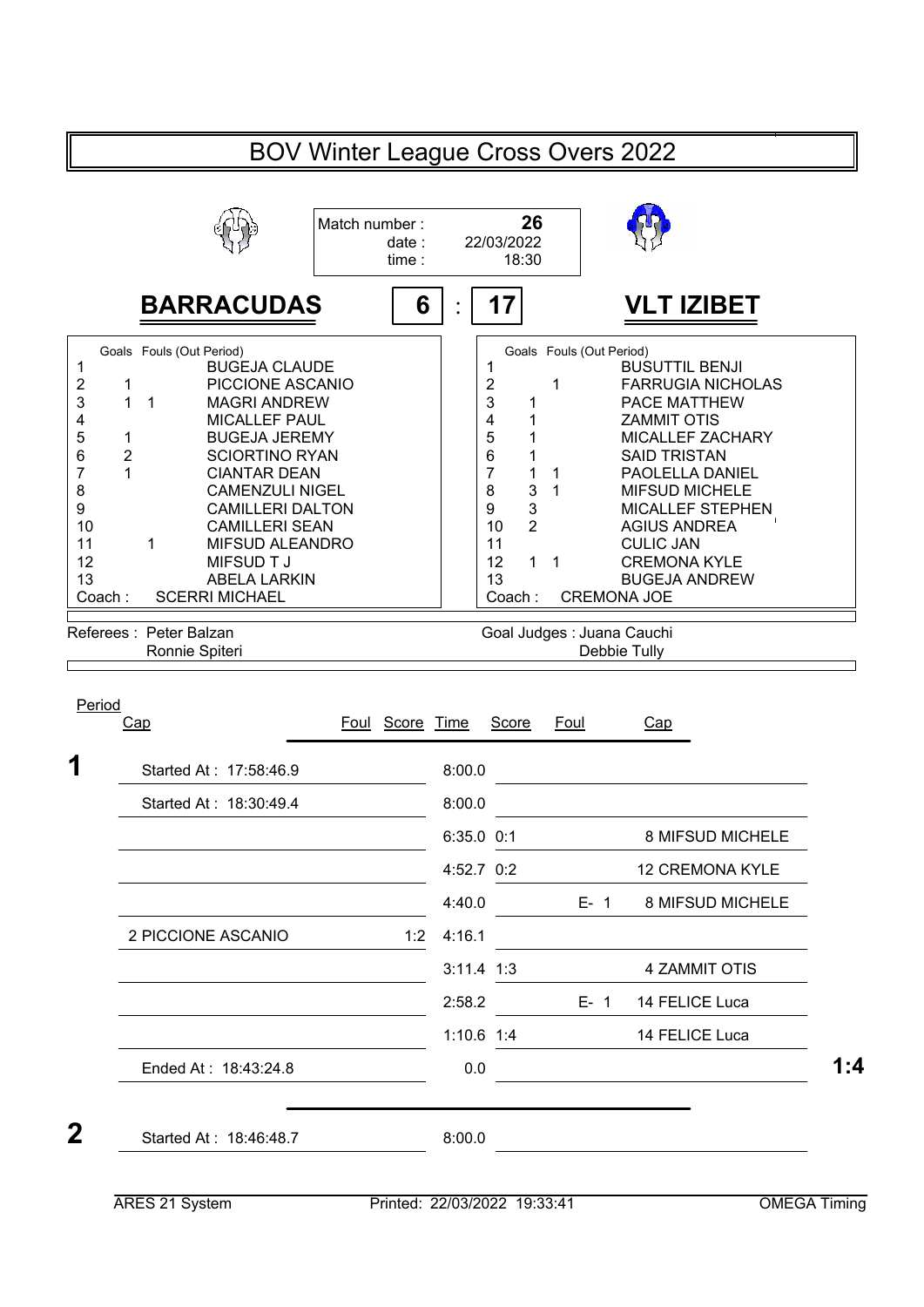# BOV Winter League Cross Overs 2022

Match number : **26**
date : 22/03/2022
time : 18:30

## BARRACUDAS 6 : 17 VLT IZIBET

| # | Goals | Fouls (Out Period) | BARRACUDAS |
|---|---|---|---|
| 1 | | | BUGEJA CLAUDE |
| 2 | 1 | | PICCIONE ASCANIO |
| 3 | 1 | 1 | MAGRI ANDREW |
| 4 | | | MICALLEF PAUL |
| 5 | 1 | | BUGEJA JEREMY |
| 6 | 2 | | SCIORTINO RYAN |
| 7 | 1 | | CIANTAR DEAN |
| 8 | | | CAMENZULI NIGEL |
| 9 | | | CAMILLERI DALTON |
| 10 | | | CAMILLERI SEAN |
| 11 | | 1 | MIFSUD ALEANDRO |
| 12 | | | MIFSUD T J |
| 13 | | | ABELA LARKIN |
| Coach : | | | SCERRI MICHAEL |

| # | Goals | Fouls (Out Period) | VLT IZIBET |
|---|---|---|---|
| 1 | | | BUSUTTIL BENJI |
| 2 | | 1 | FARRUGIA NICHOLAS |
| 3 | 1 | | PACE MATTHEW |
| 4 | 1 | | ZAMMIT OTIS |
| 5 | 1 | | MICALLEF ZACHARY |
| 6 | 1 | | SAID TRISTAN |
| 7 | 1 | 1 | PAOLELLA DANIEL |
| 8 | 3 | 1 | MIFSUD MICHELE |
| 9 | 3 | | MICALLEF STEPHEN |
| 10 | 2 | | AGIUS ANDREA |
| 11 | | | CULIC JAN |
| 12 | 1 | 1 | CREMONA KYLE |
| 13 | | | BUGEJA ANDREW |
| Coach : | | | CREMONA JOE |

Referees : Peter Balzan, Ronnie Spiteri

Goal Judges : Juana Cauchi, Debbie Tully

| Period | Cap | Foul | Score | Time | Score | Foul | Cap |
|---|---|---|---|---|---|---|---|
| **1** | Started At : 17:58:46.9 | | | 8:00.0 | | | |
| | Started At : 18:30:49.4 | | | 8:00.0 | | | |
| | | | | 6:35.0 | 0:1 | | 8 MIFSUD MICHELE |
| | | | | 4:52.7 | 0:2 | | 12 CREMONA KYLE |
| | | | | 4:40.0 | | E- 1 | 8 MIFSUD MICHELE |
| | 2 PICCIONE ASCANIO | | 1:2 | 4:16.1 | | | |
| | | | | 3:11.4 | 1:3 | | 4 ZAMMIT OTIS |
| | | | | 2:58.2 | | E- 1 | 14 FELICE Luca |
| | | | | 1:10.6 | 1:4 | | 14 FELICE Luca |
| | Ended At : 18:43:24.8 | | | 0.0 | | | **1:4** |
| **2** | Started At : 18:46:48.7 | | | 8:00.0 | | | |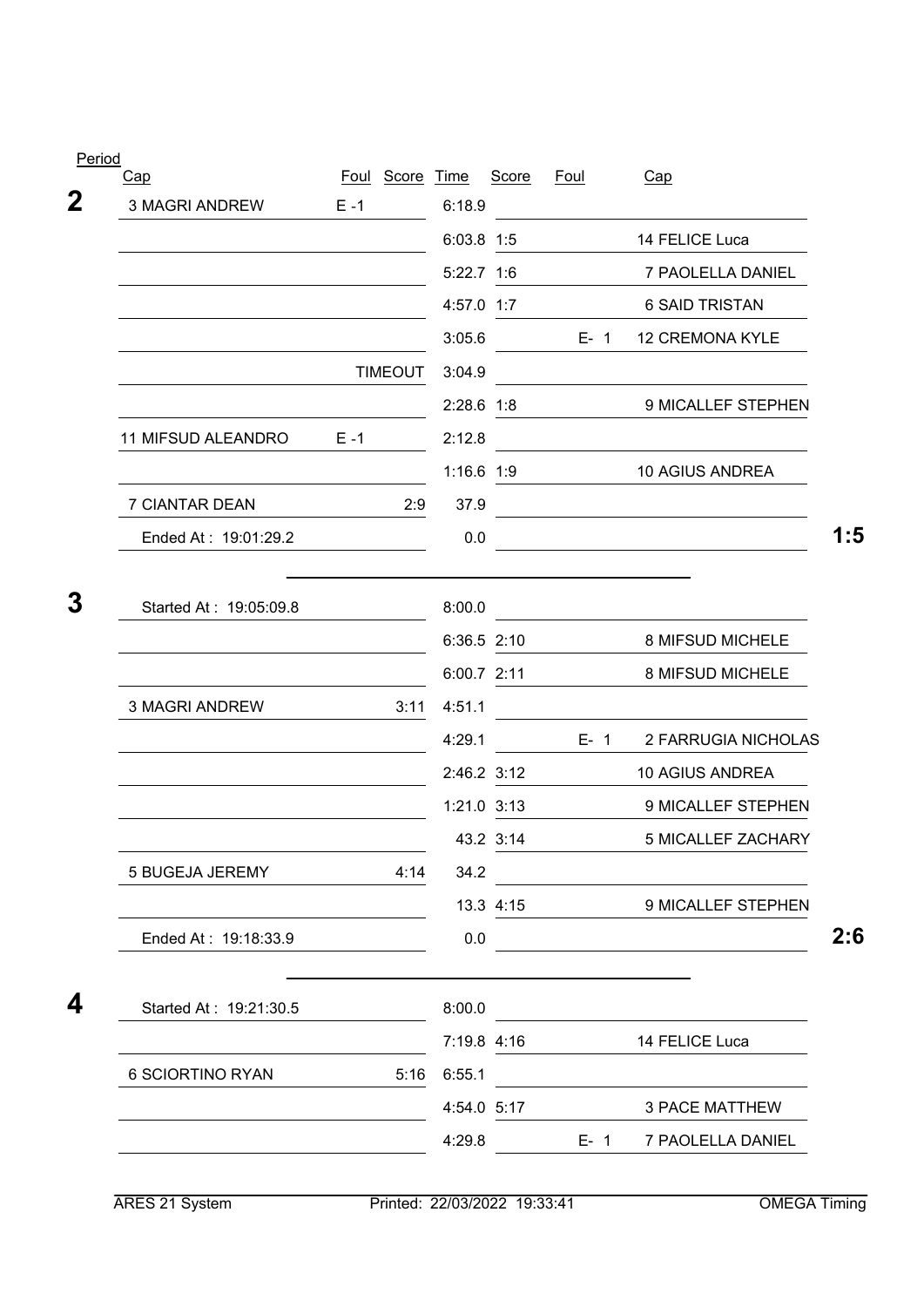| Period | Cap | Foul | Score | Time | Score | Foul | Cap | |
|---|---|---|---|---|---|---|---|---|
| 2 | 3 MAGRI ANDREW | E -1 | | 6:18.9 | | | | |
| | | | | 6:03.8 | 1:5 | | 14 FELICE Luca | |
| | | | | 5:22.7 | 1:6 | | 7 PAOLELLA DANIEL | |
| | | | | 4:57.0 | 1:7 | | 6 SAID TRISTAN | |
| | | | | 3:05.6 | | E- 1 | 12 CREMONA KYLE | |
| | | | TIMEOUT | 3:04.9 | | | | |
| | | | | 2:28.6 | 1:8 | | 9 MICALLEF STEPHEN | |
| | 11 MIFSUD ALEANDRO | E -1 | | 2:12.8 | | | | |
| | | | | 1:16.6 | 1:9 | | 10 AGIUS ANDREA | |
| | 7 CIANTAR DEAN | | 2:9 | 37.9 | | | | |
| | Ended At : 19:01:29.2 | | | 0.0 | | | | 1:5 |
| 3 | Started At : 19:05:09.8 | | | 8:00.0 | | | | |
| | | | | 6:36.5 | 2:10 | | 8 MIFSUD MICHELE | |
| | | | | 6:00.7 | 2:11 | | 8 MIFSUD MICHELE | |
| | 3 MAGRI ANDREW | | 3:11 | 4:51.1 | | | | |
| | | | | 4:29.1 | | E- 1 | 2 FARRUGIA NICHOLAS | |
| | | | | 2:46.2 | 3:12 | | 10 AGIUS ANDREA | |
| | | | | 1:21.0 | 3:13 | | 9 MICALLEF STEPHEN | |
| | | | | 43.2 | 3:14 | | 5 MICALLEF ZACHARY | |
| | 5 BUGEJA JEREMY | | 4:14 | 34.2 | | | | |
| | | | | 13.3 | 4:15 | | 9 MICALLEF STEPHEN | |
| | Ended At : 19:18:33.9 | | | 0.0 | | | | 2:6 |
| 4 | Started At : 19:21:30.5 | | | 8:00.0 | | | | |
| | | | | 7:19.8 | 4:16 | | 14 FELICE Luca | |
| | 6 SCIORTINO RYAN | | 5:16 | 6:55.1 | | | | |
| | | | | 4:54.0 | 5:17 | | 3 PACE MATTHEW | |
| | | | | 4:29.8 | | E- 1 | 7 PAOLELLA DANIEL | |

ARES 21 System    Printed: 22/03/2022 19:33:41    OMEGA Timing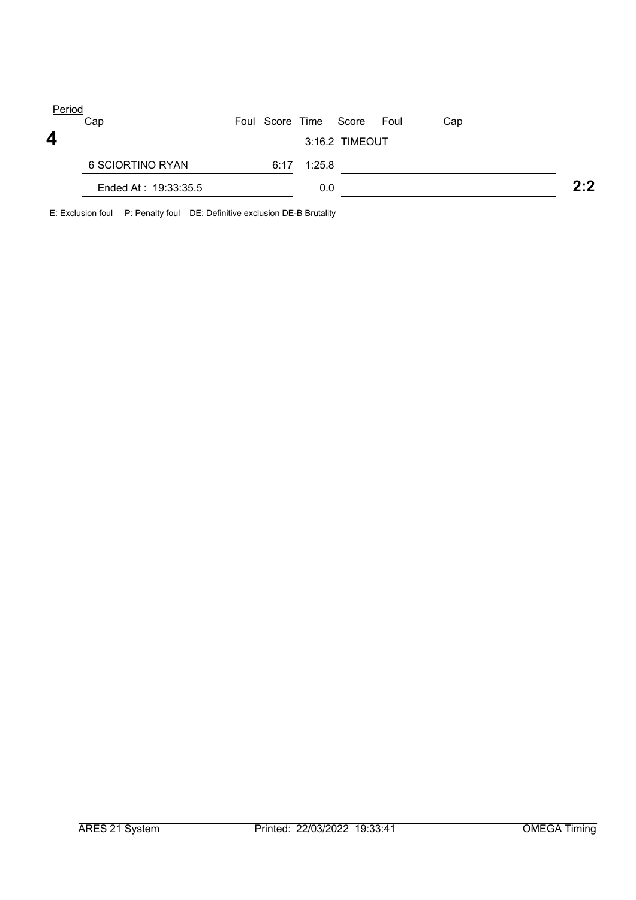| Period | Cap | Foul | Score | Time | Score | Foul | Cap | |
|---|---|---|---|---|---|---|---|---|
| **4** | | | | 3:16.2 | TIMEOUT | | | |
| | 6 SCIORTINO RYAN | | 6:17 | 1:25.8 | | | | |
| | Ended At : 19:33:35.5 | | | 0.0 | | | | **2:2** |

E: Exclusion foul  P: Penalty foul  DE: Definitive exclusion DE-B Brutality

ARES 21 System  Printed: 22/03/2022 19:33:41  OMEGA Timing